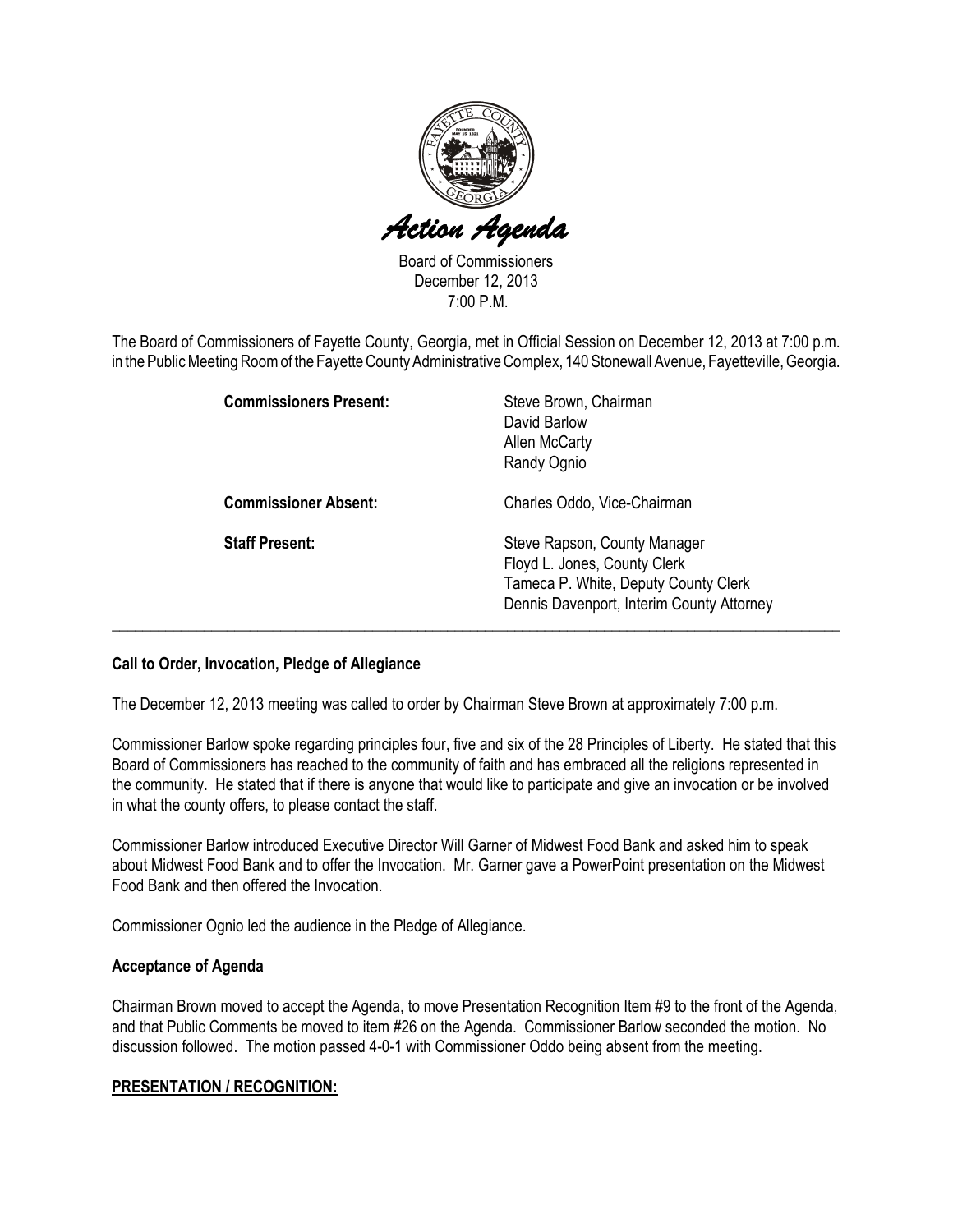# *Action Agenda*

Board of Commissioners
December 12, 2013
7:00 P.M.

The Board of Commissioners of Fayette County, Georgia, met in Official Session on December 12, 2013 at 7:00 p.m. in the Public Meeting Room of the Fayette County Administrative Complex, 140 Stonewall Avenue, Fayetteville, Georgia.

| | |
|---|---|
| **Commissioners Present:** | Steve Brown, Chairman<br>David Barlow<br>Allen McCarty<br>Randy Ognio |
| **Commissioner Absent:** | Charles Oddo, Vice-Chairman |
| **Staff Present:** | Steve Rapson, County Manager<br>Floyd L. Jones, County Clerk<br>Tameca P. White, Deputy County Clerk<br>Dennis Davenport, Interim County Attorney |

---

**Call to Order, Invocation, Pledge of Allegiance**

The December 12, 2013 meeting was called to order by Chairman Steve Brown at approximately 7:00 p.m.

Commissioner Barlow spoke regarding principles four, five and six of the 28 Principles of Liberty. He stated that this Board of Commissioners has reached to the community of faith and has embraced all the religions represented in the community. He stated that if there is anyone that would like to participate and give an invocation or be involved in what the county offers, to please contact the staff.

Commissioner Barlow introduced Executive Director Will Garner of Midwest Food Bank and asked him to speak about Midwest Food Bank and to offer the Invocation. Mr. Garner gave a PowerPoint presentation on the Midwest Food Bank and then offered the Invocation.

Commissioner Ognio led the audience in the Pledge of Allegiance.

**Acceptance of Agenda**

Chairman Brown moved to accept the Agenda, to move Presentation Recognition Item #9 to the front of the Agenda, and that Public Comments be moved to item #26 on the Agenda. Commissioner Barlow seconded the motion. No discussion followed. The motion passed 4-0-1 with Commissioner Oddo being absent from the meeting.

**PRESENTATION / RECOGNITION:**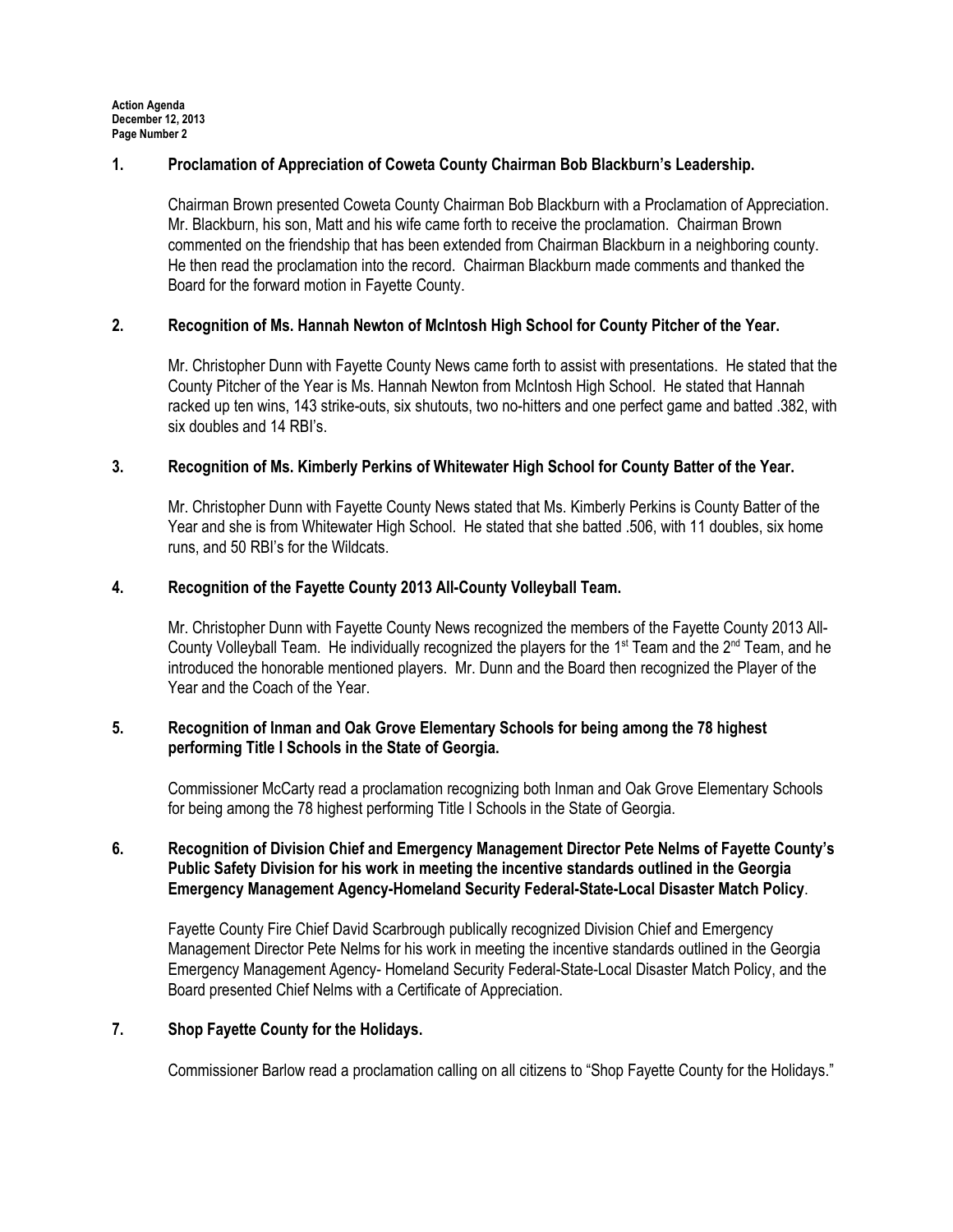**1. Proclamation of Appreciation of Coweta County Chairman Bob Blackburn's Leadership.**

Chairman Brown presented Coweta County Chairman Bob Blackburn with a Proclamation of Appreciation. Mr. Blackburn, his son, Matt and his wife came forth to receive the proclamation. Chairman Brown commented on the friendship that has been extended from Chairman Blackburn in a neighboring county. He then read the proclamation into the record. Chairman Blackburn made comments and thanked the Board for the forward motion in Fayette County.

**2. Recognition of Ms. Hannah Newton of McIntosh High School for County Pitcher of the Year.**

Mr. Christopher Dunn with Fayette County News came forth to assist with presentations. He stated that the County Pitcher of the Year is Ms. Hannah Newton from McIntosh High School. He stated that Hannah racked up ten wins, 143 strike-outs, six shutouts, two no-hitters and one perfect game and batted .382, with six doubles and 14 RBI's.

**3. Recognition of Ms. Kimberly Perkins of Whitewater High School for County Batter of the Year.**

Mr. Christopher Dunn with Fayette County News stated that Ms. Kimberly Perkins is County Batter of the Year and she is from Whitewater High School. He stated that she batted .506, with 11 doubles, six home runs, and 50 RBI's for the Wildcats.

**4. Recognition of the Fayette County 2013 All-County Volleyball Team.**

Mr. Christopher Dunn with Fayette County News recognized the members of the Fayette County 2013 All-County Volleyball Team. He individually recognized the players for the 1st Team and the 2nd Team, and he introduced the honorable mentioned players. Mr. Dunn and the Board then recognized the Player of the Year and the Coach of the Year.

**5. Recognition of Inman and Oak Grove Elementary Schools for being among the 78 highest performing Title I Schools in the State of Georgia.**

Commissioner McCarty read a proclamation recognizing both Inman and Oak Grove Elementary Schools for being among the 78 highest performing Title I Schools in the State of Georgia.

**6. Recognition of Division Chief and Emergency Management Director Pete Nelms of Fayette County's Public Safety Division for his work in meeting the incentive standards outlined in the Georgia Emergency Management Agency-Homeland Security Federal-State-Local Disaster Match Policy.**

Fayette County Fire Chief David Scarbrough publically recognized Division Chief and Emergency Management Director Pete Nelms for his work in meeting the incentive standards outlined in the Georgia Emergency Management Agency- Homeland Security Federal-State-Local Disaster Match Policy, and the Board presented Chief Nelms with a Certificate of Appreciation.

**7. Shop Fayette County for the Holidays.**

Commissioner Barlow read a proclamation calling on all citizens to "Shop Fayette County for the Holidays."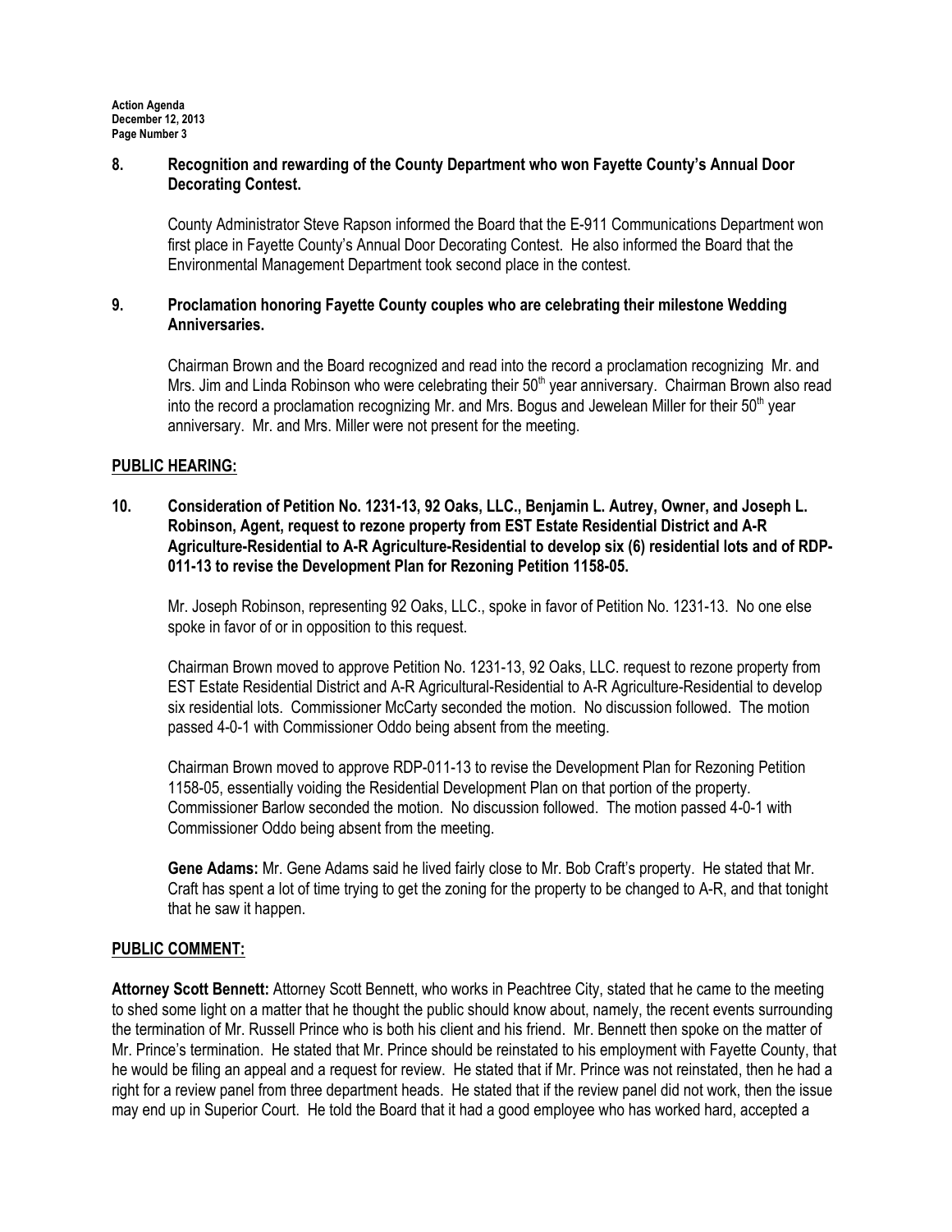**8. Recognition and rewarding of the County Department who won Fayette County's Annual Door Decorating Contest.**

County Administrator Steve Rapson informed the Board that the E-911 Communications Department won first place in Fayette County's Annual Door Decorating Contest. He also informed the Board that the Environmental Management Department took second place in the contest.

**9. Proclamation honoring Fayette County couples who are celebrating their milestone Wedding Anniversaries.**

Chairman Brown and the Board recognized and read into the record a proclamation recognizing Mr. and Mrs. Jim and Linda Robinson who were celebrating their 50th year anniversary. Chairman Brown also read into the record a proclamation recognizing Mr. and Mrs. Bogus and Jewelean Miller for their 50th year anniversary. Mr. and Mrs. Miller were not present for the meeting.

## PUBLIC HEARING:

**10. Consideration of Petition No. 1231-13, 92 Oaks, LLC., Benjamin L. Autrey, Owner, and Joseph L. Robinson, Agent, request to rezone property from EST Estate Residential District and A-R Agriculture-Residential to A-R Agriculture-Residential to develop six (6) residential lots and of RDP-011-13 to revise the Development Plan for Rezoning Petition 1158-05.**

Mr. Joseph Robinson, representing 92 Oaks, LLC., spoke in favor of Petition No. 1231-13. No one else spoke in favor of or in opposition to this request.

Chairman Brown moved to approve Petition No. 1231-13, 92 Oaks, LLC. request to rezone property from EST Estate Residential District and A-R Agricultural-Residential to A-R Agriculture-Residential to develop six residential lots. Commissioner McCarty seconded the motion. No discussion followed. The motion passed 4-0-1 with Commissioner Oddo being absent from the meeting.

Chairman Brown moved to approve RDP-011-13 to revise the Development Plan for Rezoning Petition 1158-05, essentially voiding the Residential Development Plan on that portion of the property. Commissioner Barlow seconded the motion. No discussion followed. The motion passed 4-0-1 with Commissioner Oddo being absent from the meeting.

**Gene Adams:** Mr. Gene Adams said he lived fairly close to Mr. Bob Craft's property. He stated that Mr. Craft has spent a lot of time trying to get the zoning for the property to be changed to A-R, and that tonight that he saw it happen.

## PUBLIC COMMENT:

**Attorney Scott Bennett:** Attorney Scott Bennett, who works in Peachtree City, stated that he came to the meeting to shed some light on a matter that he thought the public should know about, namely, the recent events surrounding the termination of Mr. Russell Prince who is both his client and his friend. Mr. Bennett then spoke on the matter of Mr. Prince's termination. He stated that Mr. Prince should be reinstated to his employment with Fayette County, that he would be filing an appeal and a request for review. He stated that if Mr. Prince was not reinstated, then he had a right for a review panel from three department heads. He stated that if the review panel did not work, then the issue may end up in Superior Court. He told the Board that it had a good employee who has worked hard, accepted a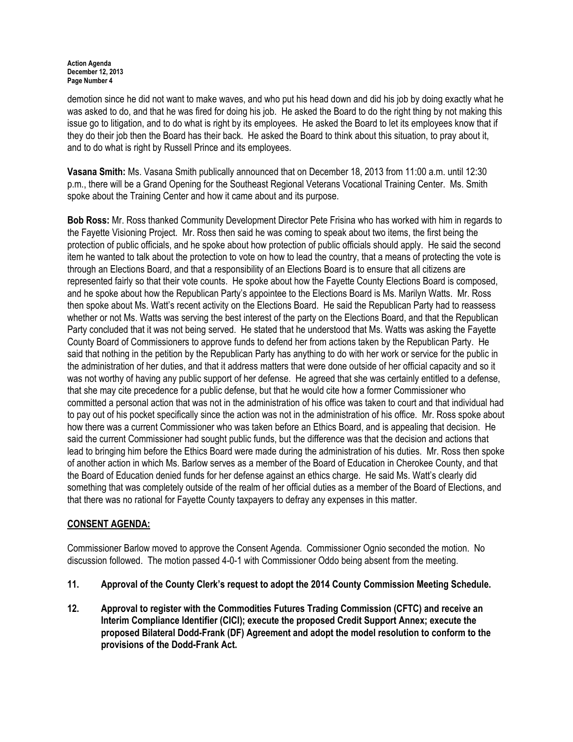demotion since he did not want to make waves, and who put his head down and did his job by doing exactly what he was asked to do, and that he was fired for doing his job. He asked the Board to do the right thing by not making this issue go to litigation, and to do what is right by its employees. He asked the Board to let its employees know that if they do their job then the Board has their back. He asked the Board to think about this situation, to pray about it, and to do what is right by Russell Prince and its employees.

**Vasana Smith:** Ms. Vasana Smith publically announced that on December 18, 2013 from 11:00 a.m. until 12:30 p.m., there will be a Grand Opening for the Southeast Regional Veterans Vocational Training Center. Ms. Smith spoke about the Training Center and how it came about and its purpose.

**Bob Ross:** Mr. Ross thanked Community Development Director Pete Frisina who has worked with him in regards to the Fayette Visioning Project. Mr. Ross then said he was coming to speak about two items, the first being the protection of public officials, and he spoke about how protection of public officials should apply. He said the second item he wanted to talk about the protection to vote on how to lead the country, that a means of protecting the vote is through an Elections Board, and that a responsibility of an Elections Board is to ensure that all citizens are represented fairly so that their vote counts. He spoke about how the Fayette County Elections Board is composed, and he spoke about how the Republican Party's appointee to the Elections Board is Ms. Marilyn Watts. Mr. Ross then spoke about Ms. Watt's recent activity on the Elections Board. He said the Republican Party had to reassess whether or not Ms. Watts was serving the best interest of the party on the Elections Board, and that the Republican Party concluded that it was not being served. He stated that he understood that Ms. Watts was asking the Fayette County Board of Commissioners to approve funds to defend her from actions taken by the Republican Party. He said that nothing in the petition by the Republican Party has anything to do with her work or service for the public in the administration of her duties, and that it address matters that were done outside of her official capacity and so it was not worthy of having any public support of her defense. He agreed that she was certainly entitled to a defense, that she may cite precedence for a public defense, but that he would cite how a former Commissioner who committed a personal action that was not in the administration of his office was taken to court and that individual had to pay out of his pocket specifically since the action was not in the administration of his office. Mr. Ross spoke about how there was a current Commissioner who was taken before an Ethics Board, and is appealing that decision. He said the current Commissioner had sought public funds, but the difference was that the decision and actions that lead to bringing him before the Ethics Board were made during the administration of his duties. Mr. Ross then spoke of another action in which Ms. Barlow serves as a member of the Board of Education in Cherokee County, and that the Board of Education denied funds for her defense against an ethics charge. He said Ms. Watt's clearly did something that was completely outside of the realm of her official duties as a member of the Board of Elections, and that there was no rational for Fayette County taxpayers to defray any expenses in this matter.

## CONSENT AGENDA:

Commissioner Barlow moved to approve the Consent Agenda. Commissioner Ognio seconded the motion. No discussion followed. The motion passed 4-0-1 with Commissioner Oddo being absent from the meeting.

**11. Approval of the County Clerk's request to adopt the 2014 County Commission Meeting Schedule.**

**12. Approval to register with the Commodities Futures Trading Commission (CFTC) and receive an Interim Compliance Identifier (CICI); execute the proposed Credit Support Annex; execute the proposed Bilateral Dodd-Frank (DF) Agreement and adopt the model resolution to conform to the provisions of the Dodd-Frank Act.**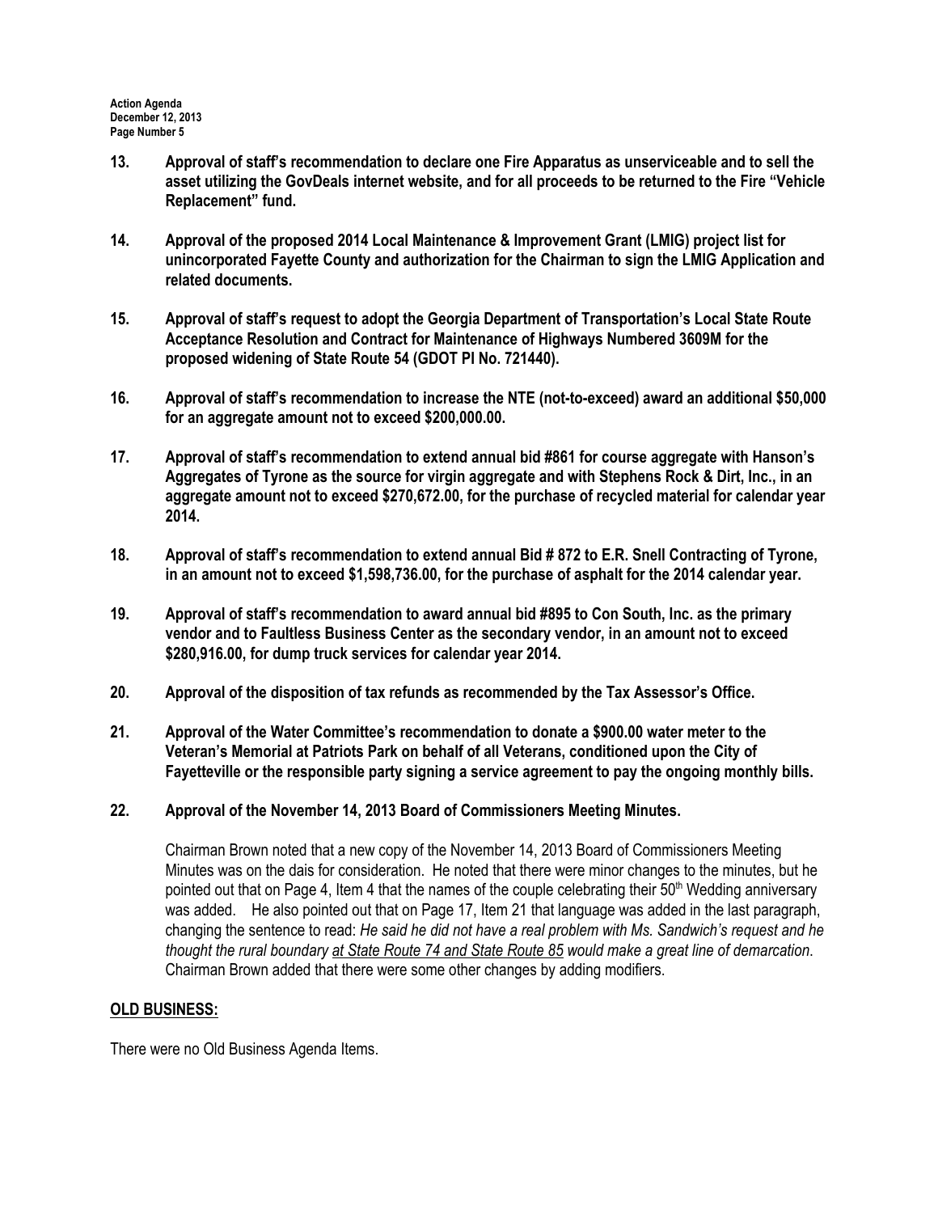**13.** **Approval of staff's recommendation to declare one Fire Apparatus as unserviceable and to sell the asset utilizing the GovDeals internet website, and for all proceeds to be returned to the Fire "Vehicle Replacement" fund.**

**14.** **Approval of the proposed 2014 Local Maintenance & Improvement Grant (LMIG) project list for unincorporated Fayette County and authorization for the Chairman to sign the LMIG Application and related documents.**

**15.** **Approval of staff's request to adopt the Georgia Department of Transportation's Local State Route Acceptance Resolution and Contract for Maintenance of Highways Numbered 3609M for the proposed widening of State Route 54 (GDOT PI No. 721440).**

**16.** **Approval of staff's recommendation to increase the NTE (not-to-exceed) award an additional $50,000 for an aggregate amount not to exceed $200,000.00.**

**17.** **Approval of staff's recommendation to extend annual bid #861 for course aggregate with Hanson's Aggregates of Tyrone as the source for virgin aggregate and with Stephens Rock & Dirt, Inc., in an aggregate amount not to exceed $270,672.00, for the purchase of recycled material for calendar year 2014.**

**18.** **Approval of staff's recommendation to extend annual Bid # 872 to E.R. Snell Contracting of Tyrone, in an amount not to exceed $1,598,736.00, for the purchase of asphalt for the 2014 calendar year.**

**19.** **Approval of staff's recommendation to award annual bid #895 to Con South, Inc. as the primary vendor and to Faultless Business Center as the secondary vendor, in an amount not to exceed $280,916.00, for dump truck services for calendar year 2014.**

**20.** **Approval of the disposition of tax refunds as recommended by the Tax Assessor's Office.**

**21.** **Approval of the Water Committee's recommendation to donate a $900.00 water meter to the Veteran's Memorial at Patriots Park on behalf of all Veterans, conditioned upon the City of Fayetteville or the responsible party signing a service agreement to pay the ongoing monthly bills.**

**22.** **Approval of the November 14, 2013 Board of Commissioners Meeting Minutes.**

Chairman Brown noted that a new copy of the November 14, 2013 Board of Commissioners Meeting Minutes was on the dais for consideration. He noted that there were minor changes to the minutes, but he pointed out that on Page 4, Item 4 that the names of the couple celebrating their 50th Wedding anniversary was added. He also pointed out that on Page 17, Item 21 that language was added in the last paragraph, changing the sentence to read: *He said he did not have a real problem with Ms. Sandwich's request and he thought the rural boundary <u>at State Route 74 and State Route 85</u> would make a great line of demarcation*. Chairman Brown added that there were some other changes by adding modifiers.

**<u>OLD BUSINESS:</u>**

There were no Old Business Agenda Items.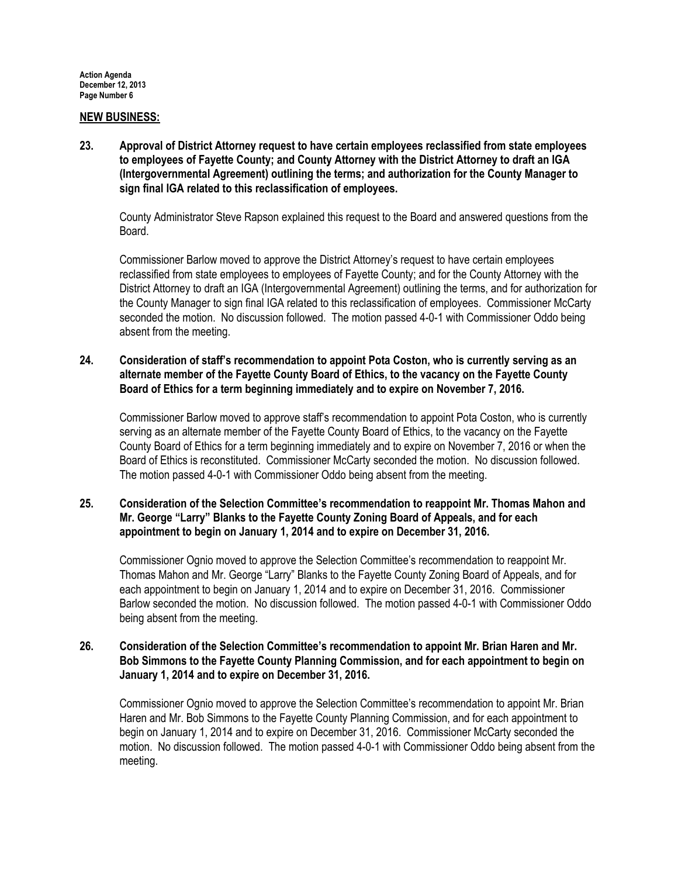## NEW BUSINESS:

**23. Approval of District Attorney request to have certain employees reclassified from state employees to employees of Fayette County; and County Attorney with the District Attorney to draft an IGA (Intergovernmental Agreement) outlining the terms; and authorization for the County Manager to sign final IGA related to this reclassification of employees.**

County Administrator Steve Rapson explained this request to the Board and answered questions from the Board.

Commissioner Barlow moved to approve the District Attorney's request to have certain employees reclassified from state employees to employees of Fayette County; and for the County Attorney with the District Attorney to draft an IGA (Intergovernmental Agreement) outlining the terms, and for authorization for the County Manager to sign final IGA related to this reclassification of employees. Commissioner McCarty seconded the motion. No discussion followed. The motion passed 4-0-1 with Commissioner Oddo being absent from the meeting.

**24. Consideration of staff's recommendation to appoint Pota Coston, who is currently serving as an alternate member of the Fayette County Board of Ethics, to the vacancy on the Fayette County Board of Ethics for a term beginning immediately and to expire on November 7, 2016.**

Commissioner Barlow moved to approve staff's recommendation to appoint Pota Coston, who is currently serving as an alternate member of the Fayette County Board of Ethics, to the vacancy on the Fayette County Board of Ethics for a term beginning immediately and to expire on November 7, 2016 or when the Board of Ethics is reconstituted. Commissioner McCarty seconded the motion. No discussion followed. The motion passed 4-0-1 with Commissioner Oddo being absent from the meeting.

**25. Consideration of the Selection Committee's recommendation to reappoint Mr. Thomas Mahon and Mr. George "Larry" Blanks to the Fayette County Zoning Board of Appeals, and for each appointment to begin on January 1, 2014 and to expire on December 31, 2016.**

Commissioner Ognio moved to approve the Selection Committee's recommendation to reappoint Mr. Thomas Mahon and Mr. George "Larry" Blanks to the Fayette County Zoning Board of Appeals, and for each appointment to begin on January 1, 2014 and to expire on December 31, 2016. Commissioner Barlow seconded the motion. No discussion followed. The motion passed 4-0-1 with Commissioner Oddo being absent from the meeting.

**26. Consideration of the Selection Committee's recommendation to appoint Mr. Brian Haren and Mr. Bob Simmons to the Fayette County Planning Commission, and for each appointment to begin on January 1, 2014 and to expire on December 31, 2016.**

Commissioner Ognio moved to approve the Selection Committee's recommendation to appoint Mr. Brian Haren and Mr. Bob Simmons to the Fayette County Planning Commission, and for each appointment to begin on January 1, 2014 and to expire on December 31, 2016. Commissioner McCarty seconded the motion. No discussion followed. The motion passed 4-0-1 with Commissioner Oddo being absent from the meeting.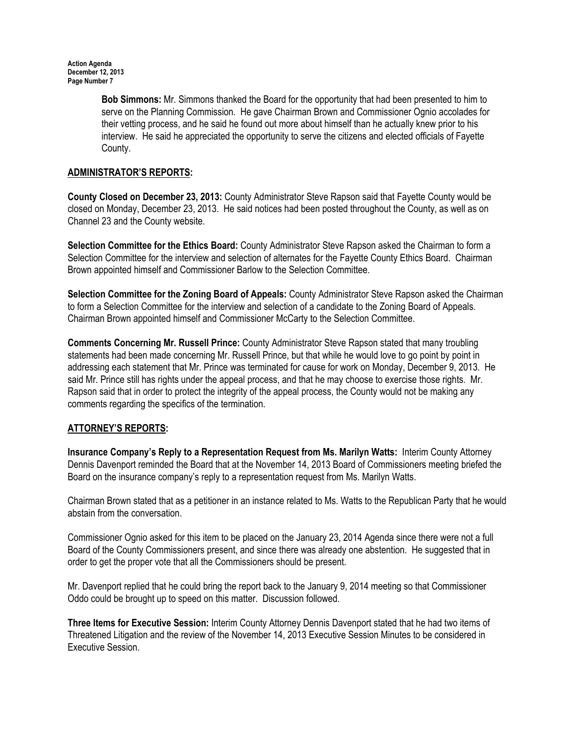**Bob Simmons:** Mr. Simmons thanked the Board for the opportunity that had been presented to him to serve on the Planning Commission. He gave Chairman Brown and Commissioner Ognio accolades for their vetting process, and he said he found out more about himself than he actually knew prior to his interview. He said he appreciated the opportunity to serve the citizens and elected officials of Fayette County.

## ADMINISTRATOR'S REPORTS:

**County Closed on December 23, 2013:** County Administrator Steve Rapson said that Fayette County would be closed on Monday, December 23, 2013. He said notices had been posted throughout the County, as well as on Channel 23 and the County website.

**Selection Committee for the Ethics Board:** County Administrator Steve Rapson asked the Chairman to form a Selection Committee for the interview and selection of alternates for the Fayette County Ethics Board. Chairman Brown appointed himself and Commissioner Barlow to the Selection Committee.

**Selection Committee for the Zoning Board of Appeals:** County Administrator Steve Rapson asked the Chairman to form a Selection Committee for the interview and selection of a candidate to the Zoning Board of Appeals. Chairman Brown appointed himself and Commissioner McCarty to the Selection Committee.

**Comments Concerning Mr. Russell Prince:** County Administrator Steve Rapson stated that many troubling statements had been made concerning Mr. Russell Prince, but that while he would love to go point by point in addressing each statement that Mr. Prince was terminated for cause for work on Monday, December 9, 2013. He said Mr. Prince still has rights under the appeal process, and that he may choose to exercise those rights. Mr. Rapson said that in order to protect the integrity of the appeal process, the County would not be making any comments regarding the specifics of the termination.

## ATTORNEY'S REPORTS:

**Insurance Company's Reply to a Representation Request from Ms. Marilyn Watts:** Interim County Attorney Dennis Davenport reminded the Board that at the November 14, 2013 Board of Commissioners meeting briefed the Board on the insurance company's reply to a representation request from Ms. Marilyn Watts.

Chairman Brown stated that as a petitioner in an instance related to Ms. Watts to the Republican Party that he would abstain from the conversation.

Commissioner Ognio asked for this item to be placed on the January 23, 2014 Agenda since there were not a full Board of the County Commissioners present, and since there was already one abstention. He suggested that in order to get the proper vote that all the Commissioners should be present.

Mr. Davenport replied that he could bring the report back to the January 9, 2014 meeting so that Commissioner Oddo could be brought up to speed on this matter. Discussion followed.

**Three Items for Executive Session:** Interim County Attorney Dennis Davenport stated that he had two items of Threatened Litigation and the review of the November 14, 2013 Executive Session Minutes to be considered in Executive Session.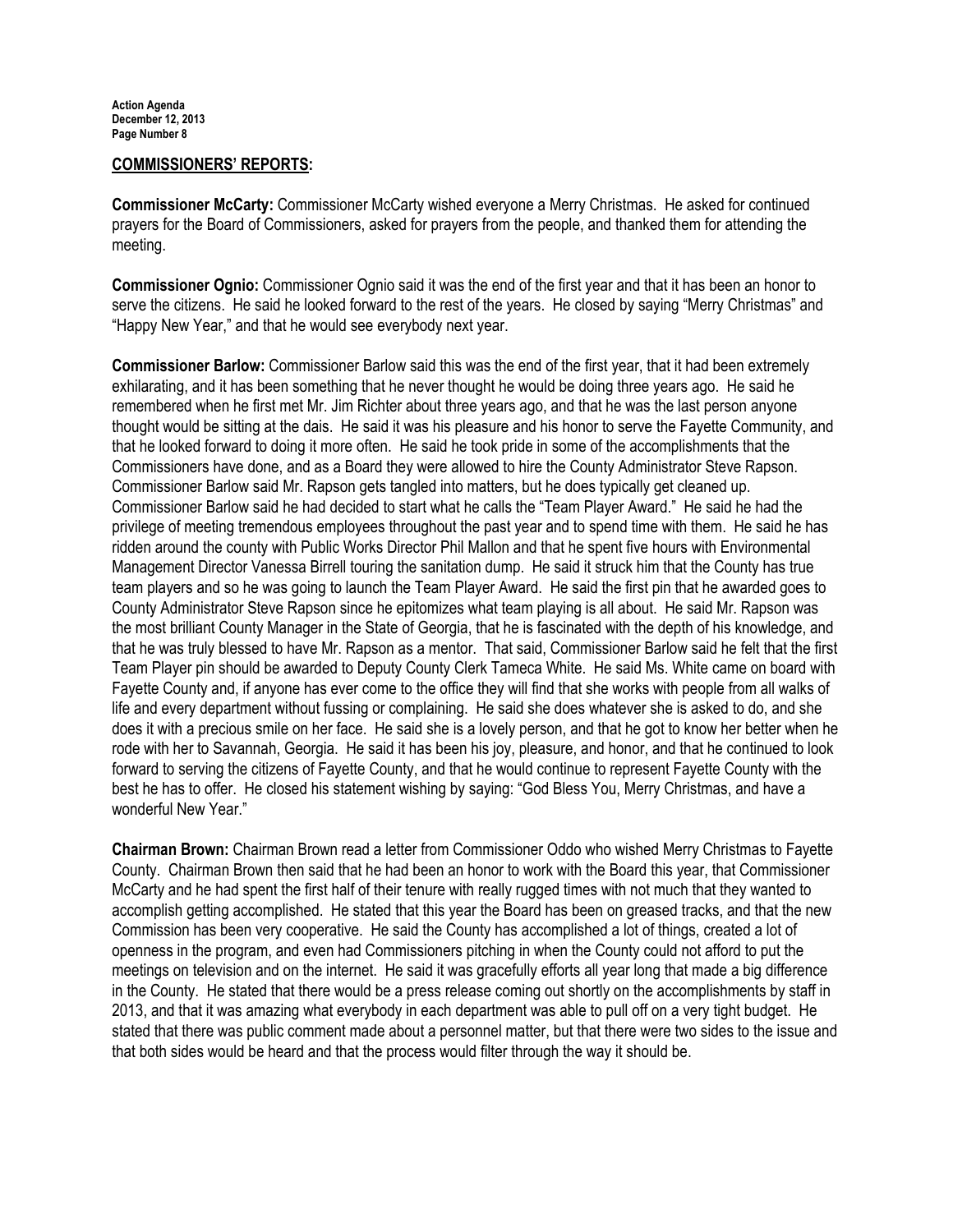## COMMISSIONERS' REPORTS:

**Commissioner McCarty:** Commissioner McCarty wished everyone a Merry Christmas. He asked for continued prayers for the Board of Commissioners, asked for prayers from the people, and thanked them for attending the meeting.

**Commissioner Ognio:** Commissioner Ognio said it was the end of the first year and that it has been an honor to serve the citizens. He said he looked forward to the rest of the years. He closed by saying "Merry Christmas" and "Happy New Year," and that he would see everybody next year.

**Commissioner Barlow:** Commissioner Barlow said this was the end of the first year, that it had been extremely exhilarating, and it has been something that he never thought he would be doing three years ago. He said he remembered when he first met Mr. Jim Richter about three years ago, and that he was the last person anyone thought would be sitting at the dais. He said it was his pleasure and his honor to serve the Fayette Community, and that he looked forward to doing it more often. He said he took pride in some of the accomplishments that the Commissioners have done, and as a Board they were allowed to hire the County Administrator Steve Rapson. Commissioner Barlow said Mr. Rapson gets tangled into matters, but he does typically get cleaned up. Commissioner Barlow said he had decided to start what he calls the "Team Player Award." He said he had the privilege of meeting tremendous employees throughout the past year and to spend time with them. He said he has ridden around the county with Public Works Director Phil Mallon and that he spent five hours with Environmental Management Director Vanessa Birrell touring the sanitation dump. He said it struck him that the County has true team players and so he was going to launch the Team Player Award. He said the first pin that he awarded goes to County Administrator Steve Rapson since he epitomizes what team playing is all about. He said Mr. Rapson was the most brilliant County Manager in the State of Georgia, that he is fascinated with the depth of his knowledge, and that he was truly blessed to have Mr. Rapson as a mentor. That said, Commissioner Barlow said he felt that the first Team Player pin should be awarded to Deputy County Clerk Tameca White. He said Ms. White came on board with Fayette County and, if anyone has ever come to the office they will find that she works with people from all walks of life and every department without fussing or complaining. He said she does whatever she is asked to do, and she does it with a precious smile on her face. He said she is a lovely person, and that he got to know her better when he rode with her to Savannah, Georgia. He said it has been his joy, pleasure, and honor, and that he continued to look forward to serving the citizens of Fayette County, and that he would continue to represent Fayette County with the best he has to offer. He closed his statement wishing by saying: "God Bless You, Merry Christmas, and have a wonderful New Year."

**Chairman Brown:** Chairman Brown read a letter from Commissioner Oddo who wished Merry Christmas to Fayette County. Chairman Brown then said that he had been an honor to work with the Board this year, that Commissioner McCarty and he had spent the first half of their tenure with really rugged times with not much that they wanted to accomplish getting accomplished. He stated that this year the Board has been on greased tracks, and that the new Commission has been very cooperative. He said the County has accomplished a lot of things, created a lot of openness in the program, and even had Commissioners pitching in when the County could not afford to put the meetings on television and on the internet. He said it was gracefully efforts all year long that made a big difference in the County. He stated that there would be a press release coming out shortly on the accomplishments by staff in 2013, and that it was amazing what everybody in each department was able to pull off on a very tight budget. He stated that there was public comment made about a personnel matter, but that there were two sides to the issue and that both sides would be heard and that the process would filter through the way it should be.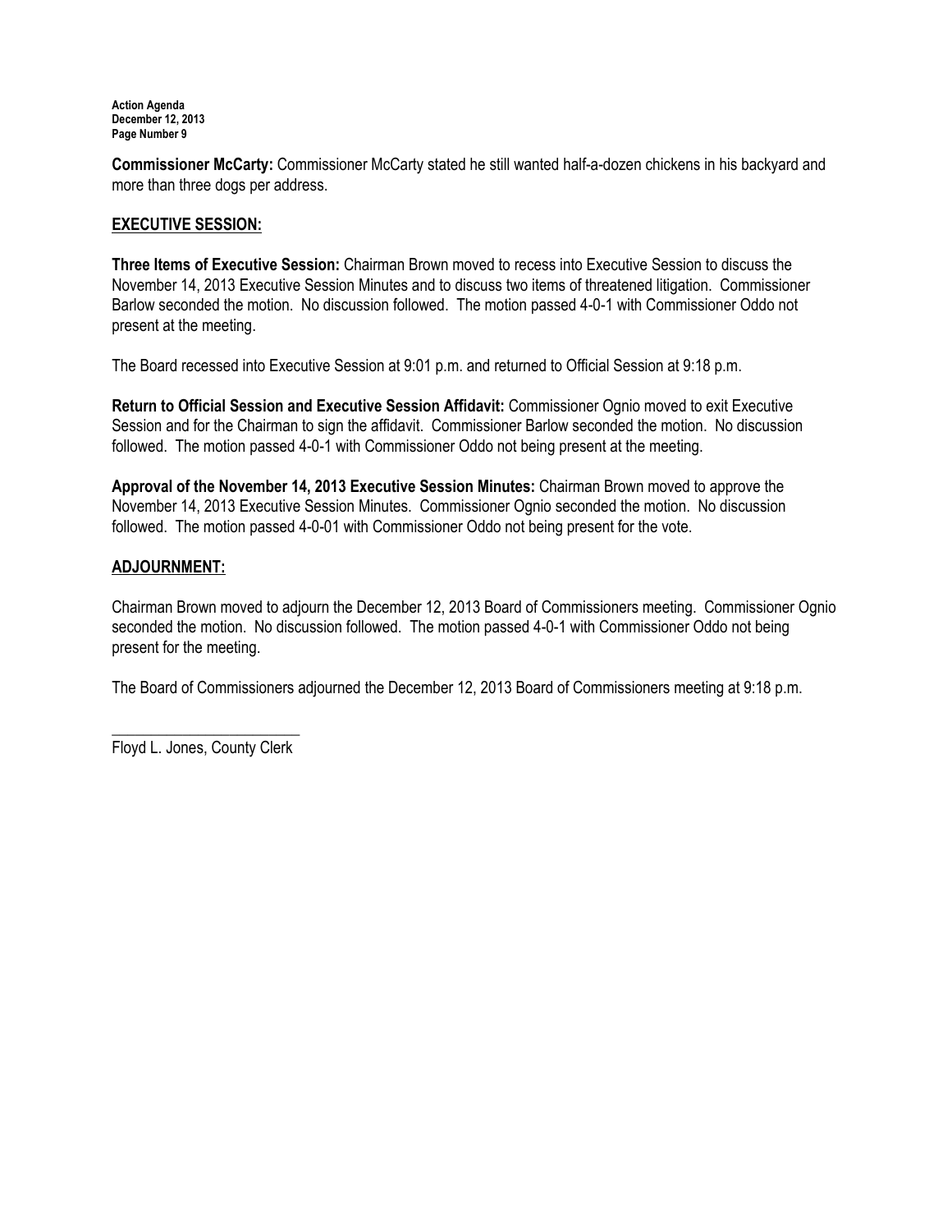**Commissioner McCarty:** Commissioner McCarty stated he still wanted half-a-dozen chickens in his backyard and more than three dogs per address.

## EXECUTIVE SESSION:

**Three Items of Executive Session:** Chairman Brown moved to recess into Executive Session to discuss the November 14, 2013 Executive Session Minutes and to discuss two items of threatened litigation. Commissioner Barlow seconded the motion. No discussion followed. The motion passed 4-0-1 with Commissioner Oddo not present at the meeting.

The Board recessed into Executive Session at 9:01 p.m. and returned to Official Session at 9:18 p.m.

**Return to Official Session and Executive Session Affidavit:** Commissioner Ognio moved to exit Executive Session and for the Chairman to sign the affidavit. Commissioner Barlow seconded the motion. No discussion followed. The motion passed 4-0-1 with Commissioner Oddo not being present at the meeting.

**Approval of the November 14, 2013 Executive Session Minutes:** Chairman Brown moved to approve the November 14, 2013 Executive Session Minutes. Commissioner Ognio seconded the motion. No discussion followed. The motion passed 4-0-01 with Commissioner Oddo not being present for the vote.

## ADJOURNMENT:

Chairman Brown moved to adjourn the December 12, 2013 Board of Commissioners meeting. Commissioner Ognio seconded the motion. No discussion followed. The motion passed 4-0-1 with Commissioner Oddo not being present for the meeting.

The Board of Commissioners adjourned the December 12, 2013 Board of Commissioners meeting at 9:18 p.m.

\_\_\_\_\_\_\_\_\_\_\_\_\_\_\_\_\_\_\_\_\_\_\_\_

Floyd L. Jones, County Clerk